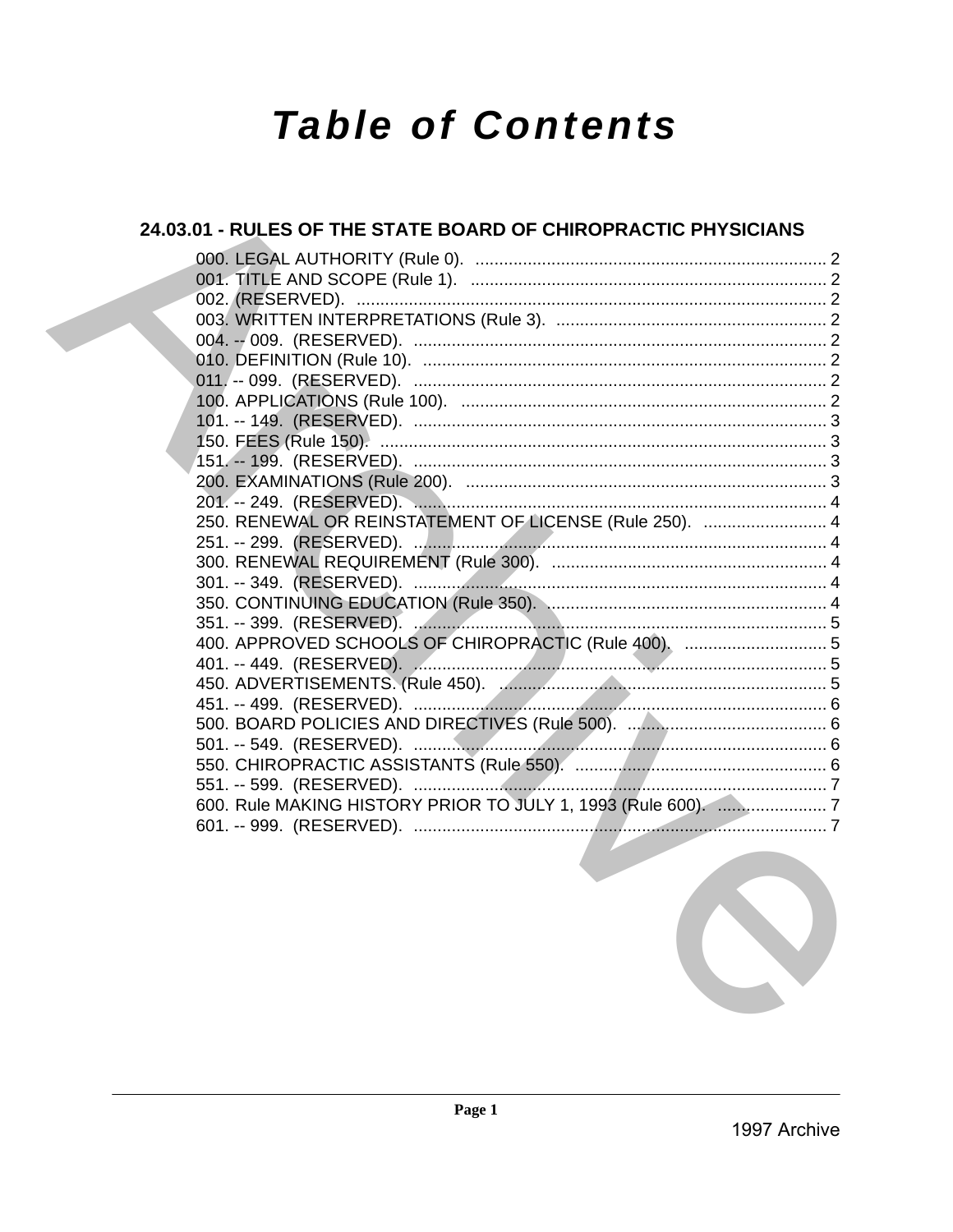# Table of Contents

## 24.03.01 - RULES OF THE STATE BOARD OF CHIROPRACTIC PHYSICIANS

000. LEGAL AUTHORITY (Rule 0). .......... 2
001. TITLE AND SCOPE (Rule 1). .......... 2
002. (RESERVED). .......... 2
003. WRITTEN INTERPRETATIONS (Rule 3). .......... 2
004. -- 009. (RESERVED). .......... 2
010. DEFINITION (Rule 10). .......... 2
011. -- 099. (RESERVED). .......... 2
100. APPLICATIONS (Rule 100). .......... 2
101. -- 149. (RESERVED). .......... 3
150. FEES (Rule 150). .......... 3
151. -- 199. (RESERVED). .......... 3
200. EXAMINATIONS (Rule 200). .......... 3
201. -- 249. (RESERVED). .......... 4
250. RENEWAL OR REINSTATEMENT OF LICENSE (Rule 250). .......... 4
251. -- 299. (RESERVED). .......... 4
300. RENEWAL REQUIREMENT (Rule 300). .......... 4
301. -- 349. (RESERVED). .......... 4
350. CONTINUING EDUCATION (Rule 350). .......... 4
351. -- 399. (RESERVED). .......... 5
400. APPROVED SCHOOLS OF CHIROPRACTIC (Rule 400). .......... 5
401. -- 449. (RESERVED). .......... 5
450. ADVERTISEMENTS. (Rule 450). .......... 5
451. -- 499. (RESERVED). .......... 6
500. BOARD POLICIES AND DIRECTIVES (Rule 500). .......... 6
501. -- 549. (RESERVED). .......... 6
550. CHIROPRACTIC ASSISTANTS (Rule 550). .......... 6
551. -- 599. (RESERVED). .......... 7
600. Rule MAKING HISTORY PRIOR TO JULY 1, 1993 (Rule 600). .......... 7
601. -- 999. (RESERVED). .......... 7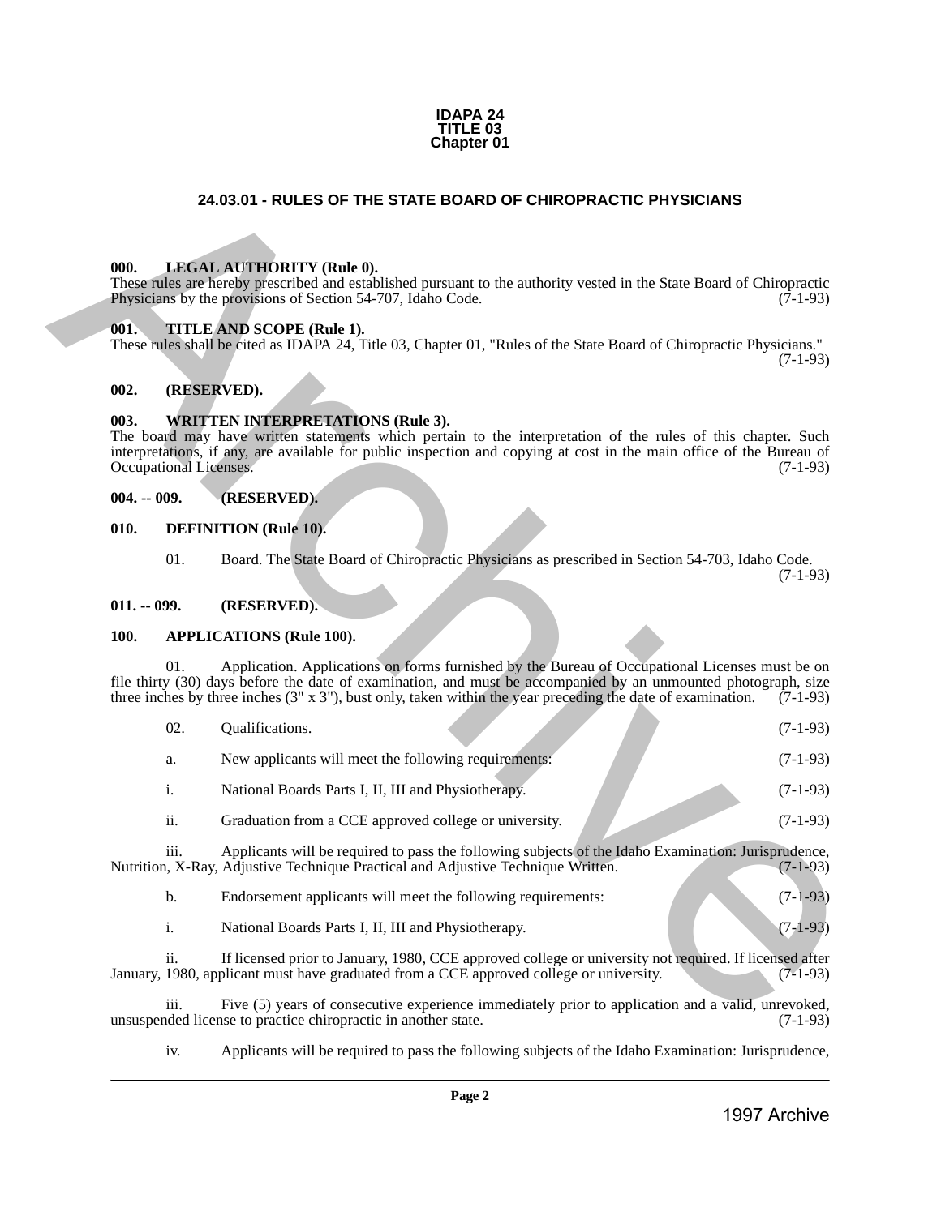**IDAPA 24**
**TITLE 03**
**Chapter 01**

## 24.03.01 - RULES OF THE STATE BOARD OF CHIROPRACTIC PHYSICIANS

### 000. LEGAL AUTHORITY (Rule 0).

These rules are hereby prescribed and established pursuant to the authority vested in the State Board of Chiropractic Physicians by the provisions of Section 54-707, Idaho Code. (7-1-93)

### 001. TITLE AND SCOPE (Rule 1).

These rules shall be cited as IDAPA 24, Title 03, Chapter 01, "Rules of the State Board of Chiropractic Physicians." (7-1-93)

### 002. (RESERVED).

### 003. WRITTEN INTERPRETATIONS (Rule 3).

The board may have written statements which pertain to the interpretation of the rules of this chapter. Such interpretations, if any, are available for public inspection and copying at cost in the main office of the Bureau of Occupational Licenses. (7-1-93)

### 004. -- 009. (RESERVED).

### 010. DEFINITION (Rule 10).

01. Board. The State Board of Chiropractic Physicians as prescribed in Section 54-703, Idaho Code. (7-1-93)

### 011. -- 099. (RESERVED).

### 100. APPLICATIONS (Rule 100).

01. Application. Applications on forms furnished by the Bureau of Occupational Licenses must be on file thirty (30) days before the date of examination, and must be accompanied by an unmounted photograph, size three inches by three inches (3" x 3"), bust only, taken within the year preceding the date of examination. (7-1-93)

02. Qualifications. (7-1-93)

a. New applicants will meet the following requirements: (7-1-93)

i. National Boards Parts I, II, III and Physiotherapy. (7-1-93)

ii. Graduation from a CCE approved college or university. (7-1-93)

iii. Applicants will be required to pass the following subjects of the Idaho Examination: Jurisprudence, Nutrition, X-Ray, Adjustive Technique Practical and Adjustive Technique Written. (7-1-93)

b. Endorsement applicants will meet the following requirements: (7-1-93)

i. National Boards Parts I, II, III and Physiotherapy. (7-1-93)

ii. If licensed prior to January, 1980, CCE approved college or university not required. If licensed after January, 1980, applicant must have graduated from a CCE approved college or university. (7-1-93)

iii. Five (5) years of consecutive experience immediately prior to application and a valid, unrevoked, unsuspended license to practice chiropractic in another state. (7-1-93)

iv. Applicants will be required to pass the following subjects of the Idaho Examination: Jurisprudence,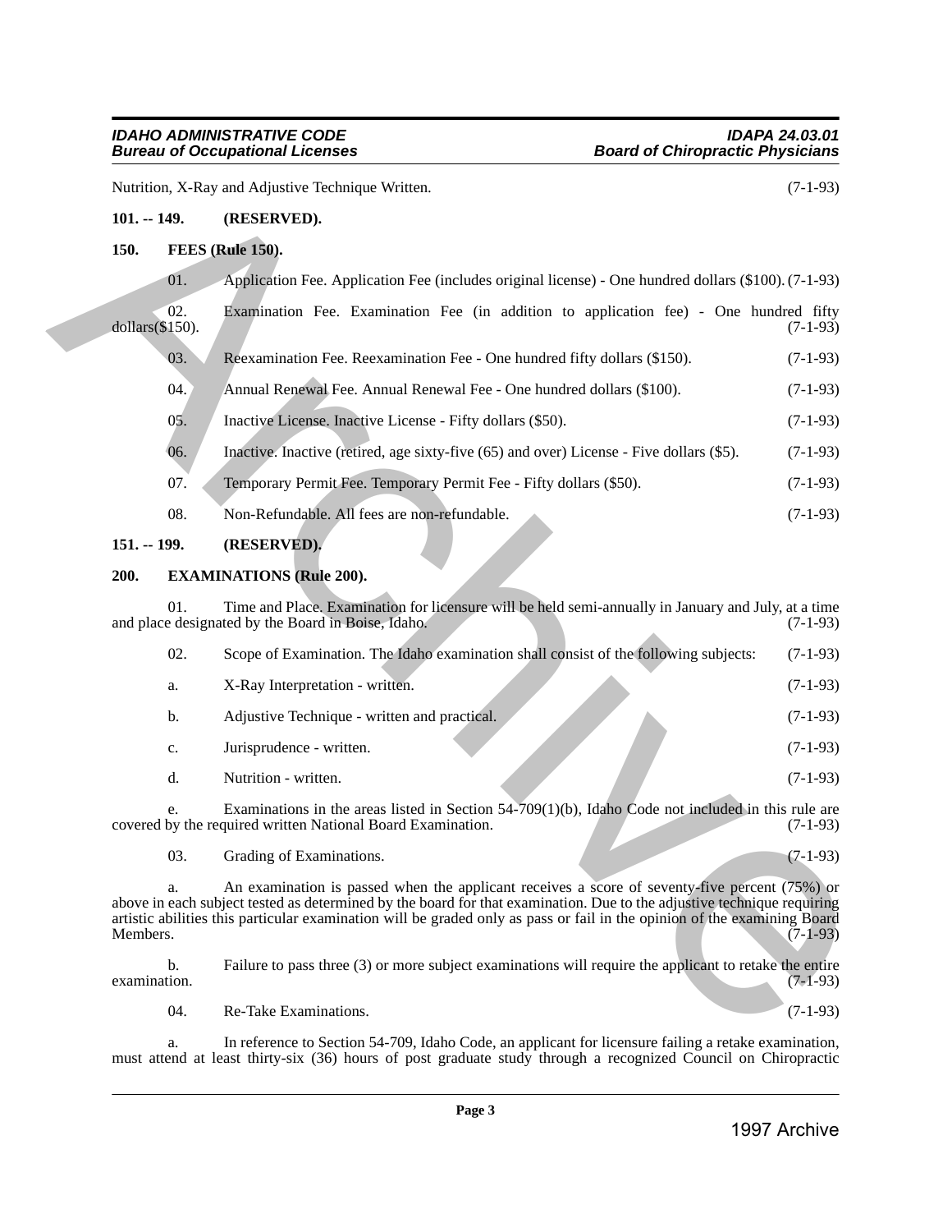Nutrition, X-Ray and Adjustive Technique Written. (7-1-93)

**101. -- 149. (RESERVED).**

**150. FEES (Rule 150).**

01. Application Fee. Application Fee (includes original license) - One hundred dollars ($100). (7-1-93)

02. Examination Fee. Examination Fee (in addition to application fee) - One hundred fifty dollars($150). (7-1-93)

03. Reexamination Fee. Reexamination Fee - One hundred fifty dollars ($150). (7-1-93)

04. Annual Renewal Fee. Annual Renewal Fee - One hundred dollars ($100). (7-1-93)

05. Inactive License. Inactive License - Fifty dollars ($50). (7-1-93)

06. Inactive. Inactive (retired, age sixty-five (65) and over) License - Five dollars ($5). (7-1-93)

07. Temporary Permit Fee. Temporary Permit Fee - Fifty dollars ($50). (7-1-93)

08. Non-Refundable. All fees are non-refundable. (7-1-93)

**151. -- 199. (RESERVED).**

**200. EXAMINATIONS (Rule 200).**

01. Time and Place. Examination for licensure will be held semi-annually in January and July, at a time and place designated by the Board in Boise, Idaho. (7-1-93)

02. Scope of Examination. The Idaho examination shall consist of the following subjects: (7-1-93)

a. X-Ray Interpretation - written. (7-1-93)

b. Adjustive Technique - written and practical. (7-1-93)

c. Jurisprudence - written. (7-1-93)

d. Nutrition - written. (7-1-93)

e. Examinations in the areas listed in Section 54-709(1)(b), Idaho Code not included in this rule are covered by the required written National Board Examination. (7-1-93)

03. Grading of Examinations. (7-1-93)

a. An examination is passed when the applicant receives a score of seventy-five percent (75%) or above in each subject tested as determined by the board for that examination. Due to the adjustive technique requiring artistic abilities this particular examination will be graded only as pass or fail in the opinion of the examining Board Members. (7-1-93)

b. Failure to pass three (3) or more subject examinations will require the applicant to retake the entire examination. (7-1-93)

04. Re-Take Examinations. (7-1-93)

a. In reference to Section 54-709, Idaho Code, an applicant for licensure failing a retake examination, must attend at least thirty-six (36) hours of post graduate study through a recognized Council on Chiropractic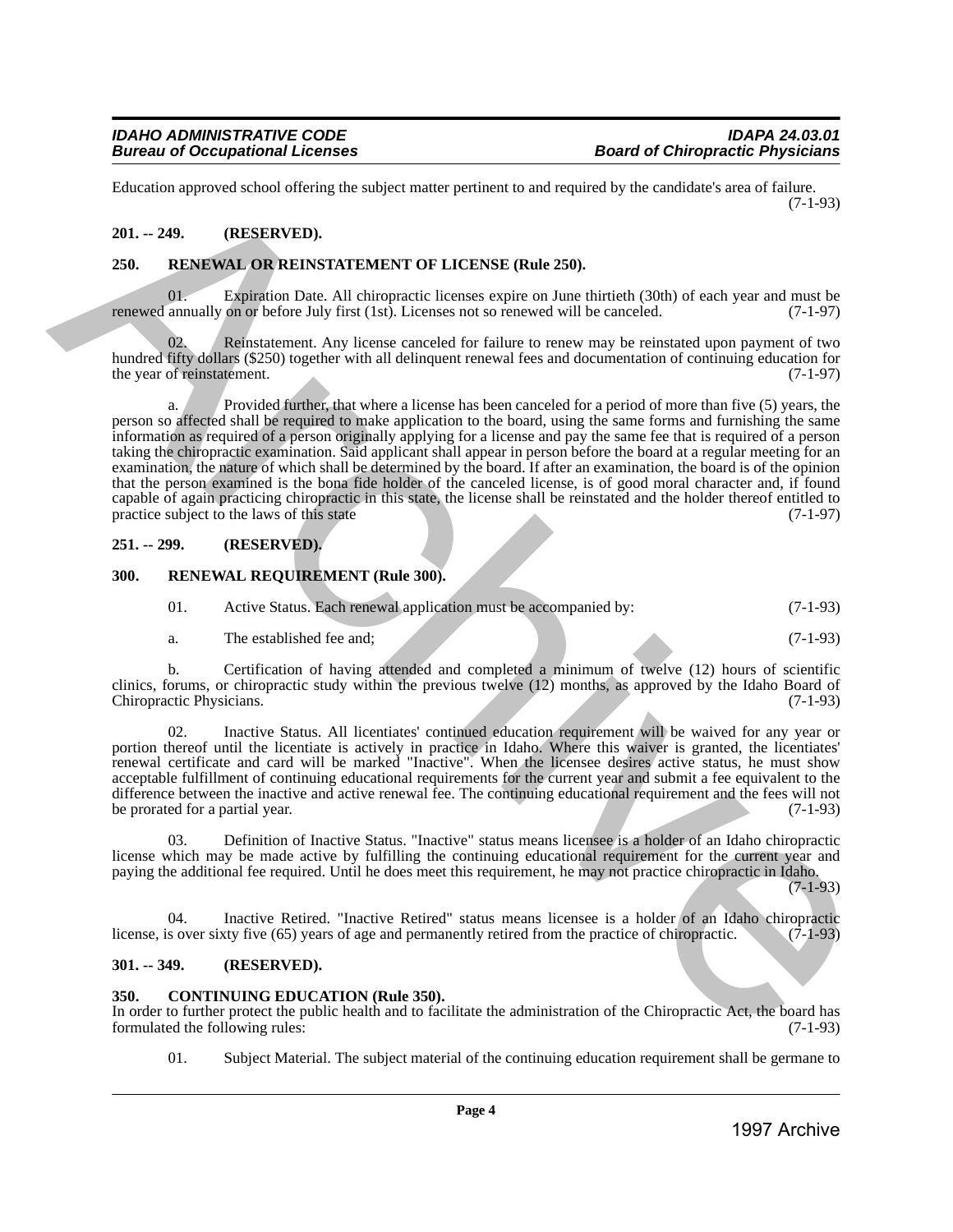Education approved school offering the subject matter pertinent to and required by the candidate's area of failure. (7-1-93)

**201. -- 249. (RESERVED).**

**250. RENEWAL OR REINSTATEMENT OF LICENSE (Rule 250).**

01. Expiration Date. All chiropractic licenses expire on June thirtieth (30th) of each year and must be renewed annually on or before July first (1st). Licenses not so renewed will be canceled. (7-1-97)

02. Reinstatement. Any license canceled for failure to renew may be reinstated upon payment of two hundred fifty dollars ($250) together with all delinquent renewal fees and documentation of continuing education for the year of reinstatement. (7-1-97)

a. Provided further, that where a license has been canceled for a period of more than five (5) years, the person so affected shall be required to make application to the board, using the same forms and furnishing the same information as required of a person originally applying for a license and pay the same fee that is required of a person taking the chiropractic examination. Said applicant shall appear in person before the board at a regular meeting for an examination, the nature of which shall be determined by the board. If after an examination, the board is of the opinion that the person examined is the bona fide holder of the canceled license, is of good moral character and, if found capable of again practicing chiropractic in this state, the license shall be reinstated and the holder thereof entitled to practice subject to the laws of this state (7-1-97)

**251. -- 299. (RESERVED).**

**300. RENEWAL REQUIREMENT (Rule 300).**

01. Active Status. Each renewal application must be accompanied by: (7-1-93)

a. The established fee and; (7-1-93)

b. Certification of having attended and completed a minimum of twelve (12) hours of scientific clinics, forums, or chiropractic study within the previous twelve (12) months, as approved by the Idaho Board of Chiropractic Physicians. (7-1-93)

02. Inactive Status. All licentiates' continued education requirement will be waived for any year or portion thereof until the licentiate is actively in practice in Idaho. Where this waiver is granted, the licentiates' renewal certificate and card will be marked "Inactive". When the licensee desires active status, he must show acceptable fulfillment of continuing educational requirements for the current year and submit a fee equivalent to the difference between the inactive and active renewal fee. The continuing educational requirement and the fees will not be prorated for a partial year. (7-1-93)

03. Definition of Inactive Status. "Inactive" status means licensee is a holder of an Idaho chiropractic license which may be made active by fulfilling the continuing educational requirement for the current year and paying the additional fee required. Until he does meet this requirement, he may not practice chiropractic in Idaho. (7-1-93)

04. Inactive Retired. "Inactive Retired" status means licensee is a holder of an Idaho chiropractic license, is over sixty five (65) years of age and permanently retired from the practice of chiropractic. (7-1-93)

**301. -- 349. (RESERVED).**

**350. CONTINUING EDUCATION (Rule 350).**

In order to further protect the public health and to facilitate the administration of the Chiropractic Act, the board has formulated the following rules: (7-1-93)

01. Subject Material. The subject material of the continuing education requirement shall be germane to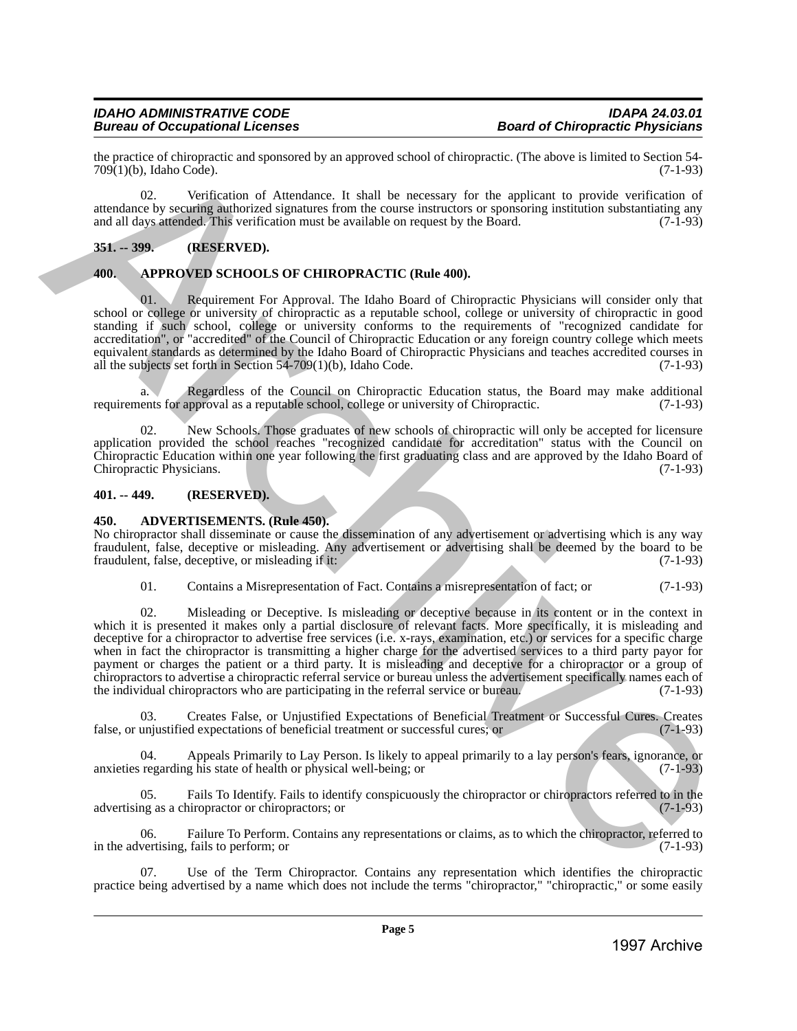the practice of chiropractic and sponsored by an approved school of chiropractic. (The above is limited to Section 54-709(1)(b), Idaho Code). (7-1-93)

02. Verification of Attendance. It shall be necessary for the applicant to provide verification of attendance by securing authorized signatures from the course instructors or sponsoring institution substantiating any and all days attended. This verification must be available on request by the Board. (7-1-93)

**351. -- 399. (RESERVED).**

**400. APPROVED SCHOOLS OF CHIROPRACTIC (Rule 400).**

01. Requirement For Approval. The Idaho Board of Chiropractic Physicians will consider only that school or college or university of chiropractic as a reputable school, college or university of chiropractic in good standing if such school, college or university conforms to the requirements of "recognized candidate for accreditation", or "accredited" of the Council of Chiropractic Education or any foreign country college which meets equivalent standards as determined by the Idaho Board of Chiropractic Physicians and teaches accredited courses in all the subjects set forth in Section 54-709(1)(b), Idaho Code. (7-1-93)

a. Regardless of the Council on Chiropractic Education status, the Board may make additional requirements for approval as a reputable school, college or university of Chiropractic. (7-1-93)

02. New Schools. Those graduates of new schools of chiropractic will only be accepted for licensure application provided the school reaches "recognized candidate for accreditation" status with the Council on Chiropractic Education within one year following the first graduating class and are approved by the Idaho Board of Chiropractic Physicians. (7-1-93)

**401. -- 449. (RESERVED).**

**450. ADVERTISEMENTS. (Rule 450).**

No chiropractor shall disseminate or cause the dissemination of any advertisement or advertising which is any way fraudulent, false, deceptive or misleading. Any advertisement or advertising shall be deemed by the board to be fraudulent, false, deceptive, or misleading if it: (7-1-93)

01. Contains a Misrepresentation of Fact. Contains a misrepresentation of fact; or (7-1-93)

02. Misleading or Deceptive. Is misleading or deceptive because in its content or in the context in which it is presented it makes only a partial disclosure of relevant facts. More specifically, it is misleading and deceptive for a chiropractor to advertise free services (i.e. x-rays, examination, etc.) or services for a specific charge when in fact the chiropractor is transmitting a higher charge for the advertised services to a third party payor for payment or charges the patient or a third party. It is misleading and deceptive for a chiropractor or a group of chiropractors to advertise a chiropractic referral service or bureau unless the advertisement specifically names each of the individual chiropractors who are participating in the referral service or bureau. (7-1-93)

03. Creates False, or Unjustified Expectations of Beneficial Treatment or Successful Cures. Creates false, or unjustified expectations of beneficial treatment or successful cures; or (7-1-93)

04. Appeals Primarily to Lay Person. Is likely to appeal primarily to a lay person's fears, ignorance, or anxieties regarding his state of health or physical well-being; or (7-1-93)

05. Fails To Identify. Fails to identify conspicuously the chiropractor or chiropractors referred to in the advertising as a chiropractor or chiropractors; or (7-1-93)

06. Failure To Perform. Contains any representations or claims, as to which the chiropractor, referred to in the advertising, fails to perform; or (7-1-93)

07. Use of the Term Chiropractor. Contains any representation which identifies the chiropractic practice being advertised by a name which does not include the terms "chiropractor," "chiropractic," or some easily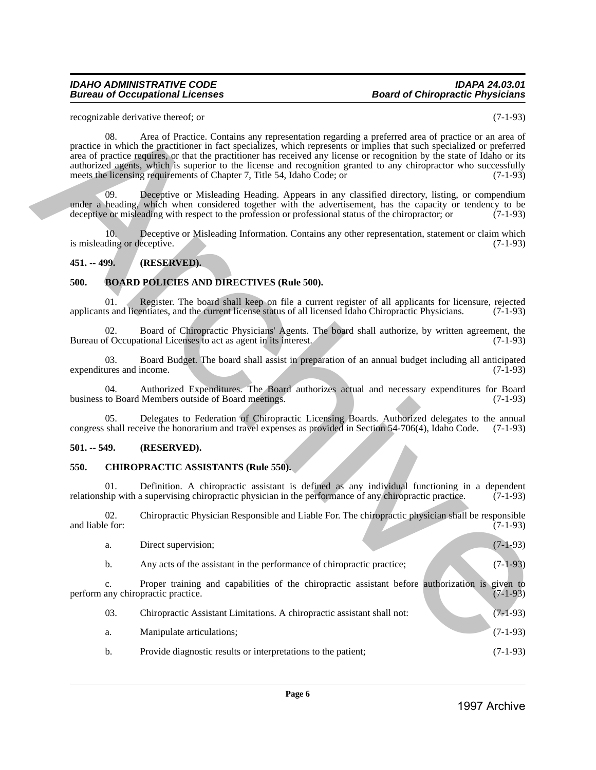recognizable derivative thereof; or (7-1-93)

08. Area of Practice. Contains any representation regarding a preferred area of practice or an area of practice in which the practitioner in fact specializes, which represents or implies that such specialized or preferred area of practice requires, or that the practitioner has received any license or recognition by the state of Idaho or its authorized agents, which is superior to the license and recognition granted to any chiropractor who successfully meets the licensing requirements of Chapter 7, Title 54, Idaho Code; or (7-1-93)

09. Deceptive or Misleading Heading. Appears in any classified directory, listing, or compendium under a heading, which when considered together with the advertisement, has the capacity or tendency to be deceptive or misleading with respect to the profession or professional status of the chiropractor; or (7-1-93)

10. Deceptive or Misleading Information. Contains any other representation, statement or claim which is misleading or deceptive. (7-1-93)

## 451. -- 499. (RESERVED).

## 500. BOARD POLICIES AND DIRECTIVES (Rule 500).

01. Register. The board shall keep on file a current register of all applicants for licensure, rejected applicants and licentiates, and the current license status of all licensed Idaho Chiropractic Physicians. (7-1-93)

02. Board of Chiropractic Physicians' Agents. The board shall authorize, by written agreement, the Bureau of Occupational Licenses to act as agent in its interest. (7-1-93)

03. Board Budget. The board shall assist in preparation of an annual budget including all anticipated expenditures and income. (7-1-93)

04. Authorized Expenditures. The Board authorizes actual and necessary expenditures for Board business to Board Members outside of Board meetings. (7-1-93)

05. Delegates to Federation of Chiropractic Licensing Boards. Authorized delegates to the annual congress shall receive the honorarium and travel expenses as provided in Section 54-706(4), Idaho Code. (7-1-93)

## 501. -- 549. (RESERVED).

## 550. CHIROPRACTIC ASSISTANTS (Rule 550).

01. Definition. A chiropractic assistant is defined as any individual functioning in a dependent relationship with a supervising chiropractic physician in the performance of any chiropractic practice. (7-1-93)

02. Chiropractic Physician Responsible and Liable For. The chiropractic physician shall be responsible and liable for: (7-1-93)

a. Direct supervision; (7-1-93)

b. Any acts of the assistant in the performance of chiropractic practice; (7-1-93)

c. Proper training and capabilities of the chiropractic assistant before authorization is given to perform any chiropractic practice. (7-1-93)

03. Chiropractic Assistant Limitations. A chiropractic assistant shall not: (7-1-93)

a. Manipulate articulations; (7-1-93)

b. Provide diagnostic results or interpretations to the patient; (7-1-93)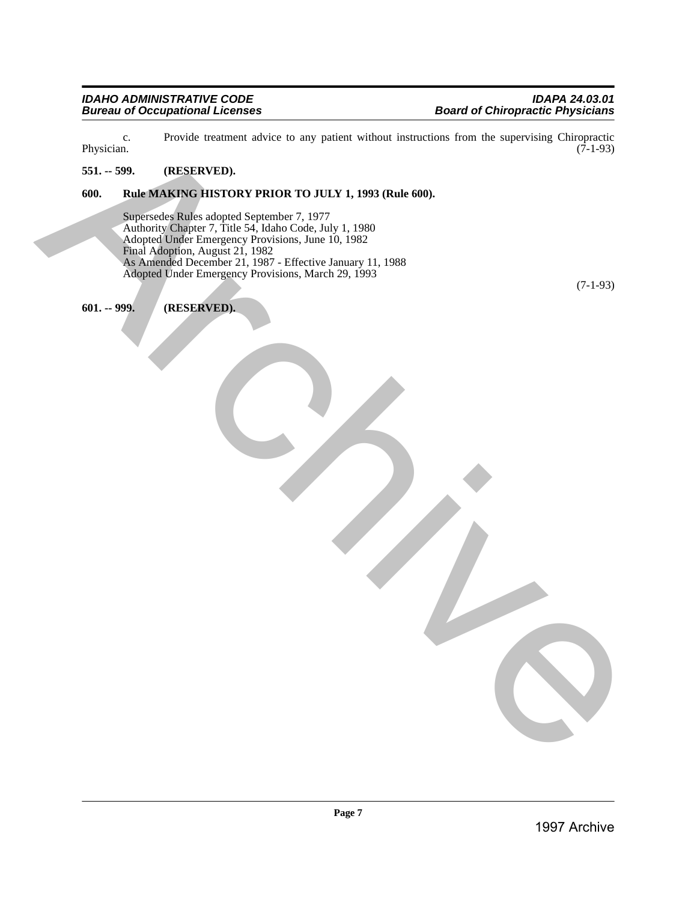c. Provide treatment advice to any patient without instructions from the supervising Chiropractic Physician. (7-1-93)

**551. -- 599. (RESERVED).**

**600. Rule MAKING HISTORY PRIOR TO JULY 1, 1993 (Rule 600).**

Supersedes Rules adopted September 7, 1977
Authority Chapter 7, Title 54, Idaho Code, July 1, 1980
Adopted Under Emergency Provisions, June 10, 1982
Final Adoption, August 21, 1982
As Amended December 21, 1987 - Effective January 11, 1988
Adopted Under Emergency Provisions, March 29, 1993

(7-1-93)

**601. -- 999. (RESERVED).**